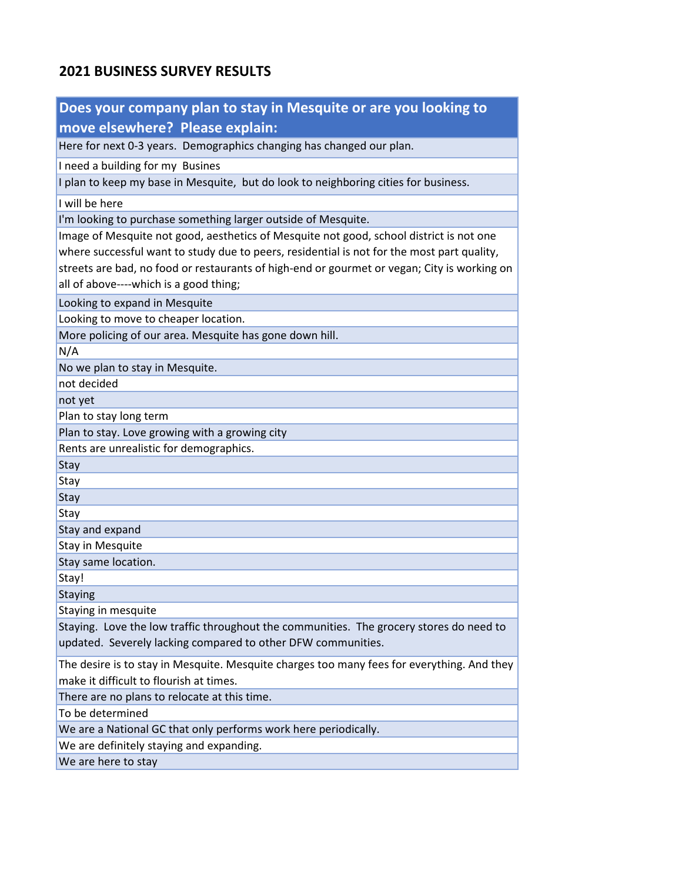## 2021 BUSINESS SURVEY RESULTS

| Does your company plan to stay in Mesquite or are you looking to move elsewhere? Please explain: |
|---|
| Here for next 0-3 years. Demographics changing has changed our plan. |
| I need a building for my Busines |
| I plan to keep my base in Mesquite, but do look to neighboring cities for business. |
| I will be here |
| I'm looking to purchase something larger outside of Mesquite. |
| Image of Mesquite not good, aesthetics of Mesquite not good, school district is not one where successful want to study due to peers, residential is not for the most part quality, streets are bad, no food or restaurants of high-end or gourmet or vegan; City is working on all of above----which is a good thing; |
| Looking to expand in Mesquite |
| Looking to move to cheaper location. |
| More policing of our area. Mesquite has gone down hill. |
| N/A |
| No we plan to stay in Mesquite. |
| not decided |
| not yet |
| Plan to stay long term |
| Plan to stay. Love growing with a growing city |
| Rents are unrealistic for demographics. |
| Stay |
| Stay |
| Stay |
| Stay |
| Stay and expand |
| Stay in Mesquite |
| Stay same location. |
| Stay! |
| Staying |
| Staying in mesquite |
| Staying. Love the low traffic throughout the communities. The grocery stores do need to updated. Severely lacking compared to other DFW communities. |
| The desire is to stay in Mesquite. Mesquite charges too many fees for everything. And they make it difficult to flourish at times. |
| There are no plans to relocate at this time. |
| To be determined |
| We are a National GC that only performs work here periodically. |
| We are definitely staying and expanding. |
| We are here to stay |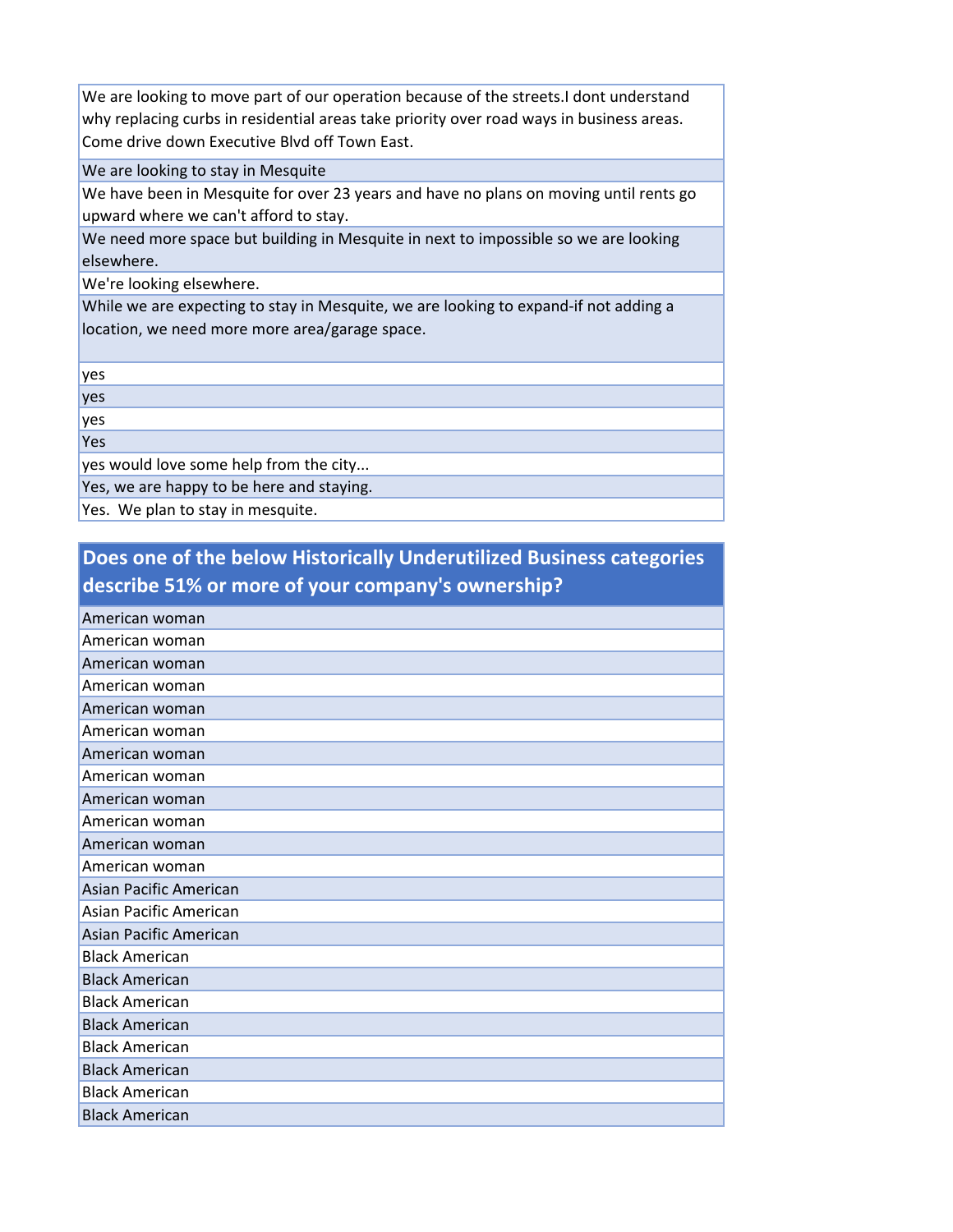| |
|---|
| We are looking to move part of our operation because of the streets.I dont understand why replacing curbs in residential areas take priority over road ways in business areas. Come drive down Executive Blvd off Town East. |
| We are looking to stay in Mesquite |
| We have been in Mesquite for over 23 years and have no plans on moving until rents go upward where we can't afford to stay. |
| We need more space but building in Mesquite in next to impossible so we are looking elsewhere. |
| We're looking elsewhere. |
| While we are expecting to stay in Mesquite, we are looking to expand-if not adding a location, we need more more area/garage space. |
| yes |
| yes |
| yes |
| Yes |
| yes would love some help from the city... |
| Yes, we are happy to be here and staying. |
| Yes. We plan to stay in mesquite. |

| Does one of the below Historically Underutilized Business categories describe 51% or more of your company's ownership? |
|---|
| American woman |
| American woman |
| American woman |
| American woman |
| American woman |
| American woman |
| American woman |
| American woman |
| American woman |
| American woman |
| American woman |
| American woman |
| Asian Pacific American |
| Asian Pacific American |
| Asian Pacific American |
| Black American |
| Black American |
| Black American |
| Black American |
| Black American |
| Black American |
| Black American |
| Black American |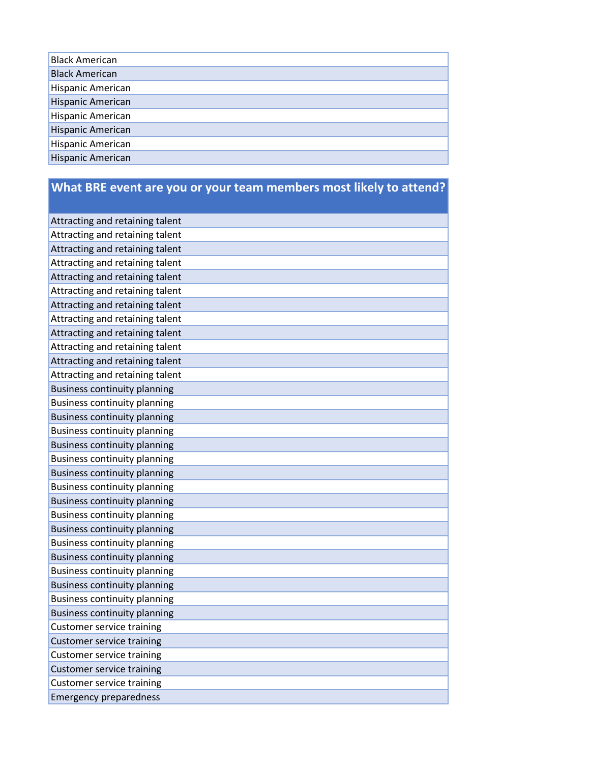| Black American |
|---|
| Black American |
| Hispanic American |
| Hispanic American |
| Hispanic American |
| Hispanic American |
| Hispanic American |
| Hispanic American |

| What BRE event are you or your team members most likely to attend? |
|---|
| Attracting and retaining talent |
| Attracting and retaining talent |
| Attracting and retaining talent |
| Attracting and retaining talent |
| Attracting and retaining talent |
| Attracting and retaining talent |
| Attracting and retaining talent |
| Attracting and retaining talent |
| Attracting and retaining talent |
| Attracting and retaining talent |
| Attracting and retaining talent |
| Attracting and retaining talent |
| Business continuity planning |
| Business continuity planning |
| Business continuity planning |
| Business continuity planning |
| Business continuity planning |
| Business continuity planning |
| Business continuity planning |
| Business continuity planning |
| Business continuity planning |
| Business continuity planning |
| Business continuity planning |
| Business continuity planning |
| Business continuity planning |
| Business continuity planning |
| Business continuity planning |
| Business continuity planning |
| Business continuity planning |
| Customer service training |
| Customer service training |
| Customer service training |
| Customer service training |
| Customer service training |
| Emergency preparedness |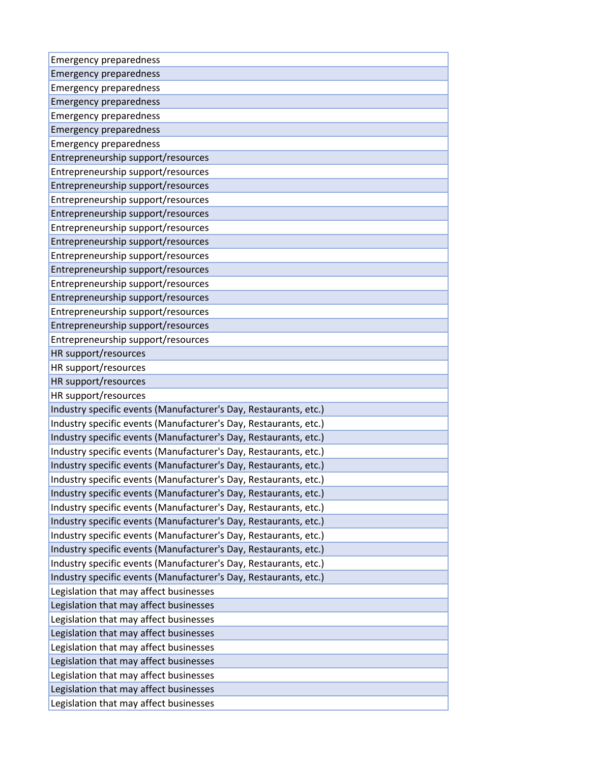| Emergency preparedness |
|---|
| Emergency preparedness |
| Emergency preparedness |
| Emergency preparedness |
| Emergency preparedness |
| Emergency preparedness |
| Emergency preparedness |
| Entrepreneurship support/resources |
| Entrepreneurship support/resources |
| Entrepreneurship support/resources |
| Entrepreneurship support/resources |
| Entrepreneurship support/resources |
| Entrepreneurship support/resources |
| Entrepreneurship support/resources |
| Entrepreneurship support/resources |
| Entrepreneurship support/resources |
| Entrepreneurship support/resources |
| Entrepreneurship support/resources |
| Entrepreneurship support/resources |
| Entrepreneurship support/resources |
| Entrepreneurship support/resources |
| HR support/resources |
| HR support/resources |
| HR support/resources |
| HR support/resources |
| Industry specific events (Manufacturer's Day, Restaurants, etc.) |
| Industry specific events (Manufacturer's Day, Restaurants, etc.) |
| Industry specific events (Manufacturer's Day, Restaurants, etc.) |
| Industry specific events (Manufacturer's Day, Restaurants, etc.) |
| Industry specific events (Manufacturer's Day, Restaurants, etc.) |
| Industry specific events (Manufacturer's Day, Restaurants, etc.) |
| Industry specific events (Manufacturer's Day, Restaurants, etc.) |
| Industry specific events (Manufacturer's Day, Restaurants, etc.) |
| Industry specific events (Manufacturer's Day, Restaurants, etc.) |
| Industry specific events (Manufacturer's Day, Restaurants, etc.) |
| Industry specific events (Manufacturer's Day, Restaurants, etc.) |
| Industry specific events (Manufacturer's Day, Restaurants, etc.) |
| Industry specific events (Manufacturer's Day, Restaurants, etc.) |
| Legislation that may affect businesses |
| Legislation that may affect businesses |
| Legislation that may affect businesses |
| Legislation that may affect businesses |
| Legislation that may affect businesses |
| Legislation that may affect businesses |
| Legislation that may affect businesses |
| Legislation that may affect businesses |
| Legislation that may affect businesses |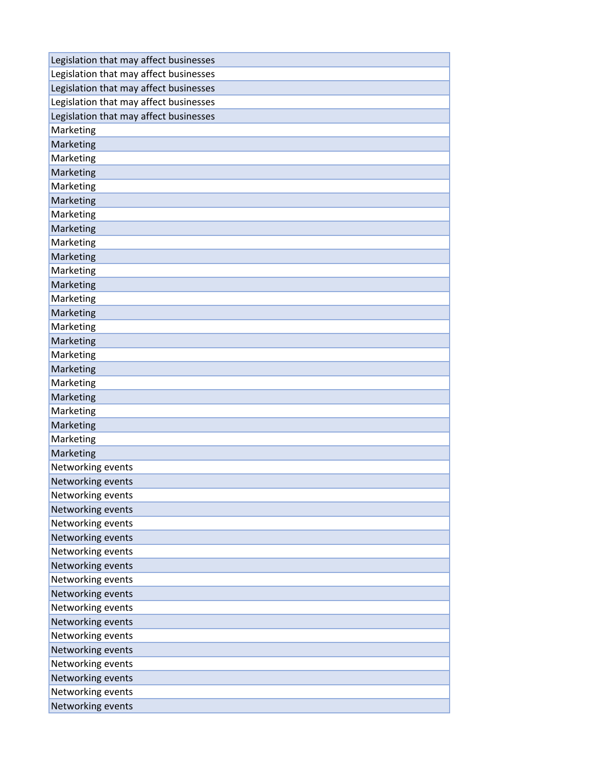| Legislation that may affect businesses |
|---|
| Legislation that may affect businesses |
| Legislation that may affect businesses |
| Legislation that may affect businesses |
| Legislation that may affect businesses |
| Marketing |
| Marketing |
| Marketing |
| Marketing |
| Marketing |
| Marketing |
| Marketing |
| Marketing |
| Marketing |
| Marketing |
| Marketing |
| Marketing |
| Marketing |
| Marketing |
| Marketing |
| Marketing |
| Marketing |
| Marketing |
| Marketing |
| Marketing |
| Marketing |
| Marketing |
| Marketing |
| Marketing |
| Networking events |
| Networking events |
| Networking events |
| Networking events |
| Networking events |
| Networking events |
| Networking events |
| Networking events |
| Networking events |
| Networking events |
| Networking events |
| Networking events |
| Networking events |
| Networking events |
| Networking events |
| Networking events |
| Networking events |
| Networking events |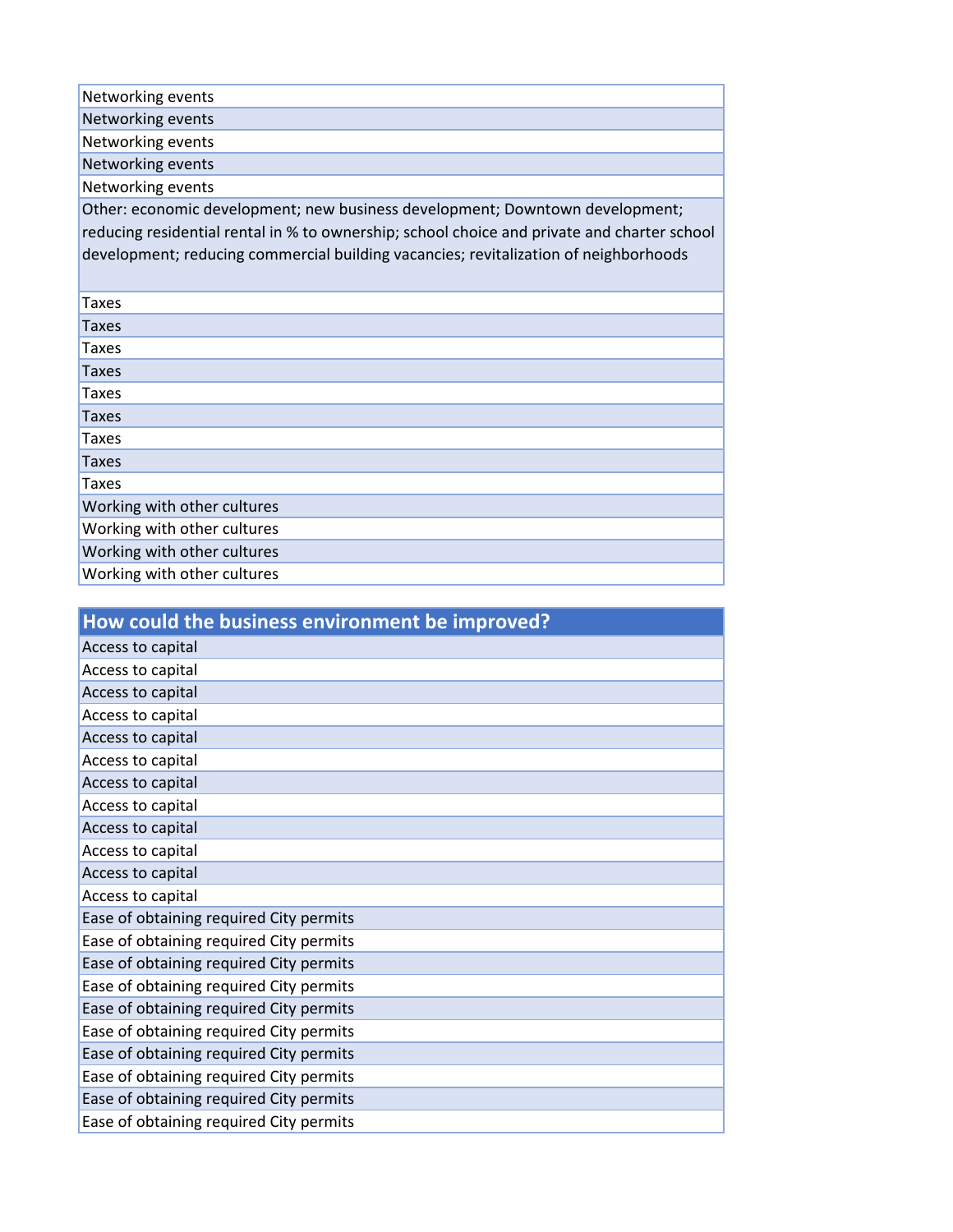| |
|---|
| Networking events |
| Networking events |
| Networking events |
| Networking events |
| Networking events |
| Other: economic development; new business development; Downtown development; reducing residential rental in % to ownership; school choice and private and charter school development; reducing commercial building vacancies; revitalization of neighborhoods |
| Taxes |
| Taxes |
| Taxes |
| Taxes |
| Taxes |
| Taxes |
| Taxes |
| Taxes |
| Taxes |
| Working with other cultures |
| Working with other cultures |
| Working with other cultures |
| Working with other cultures |

| How could the business environment be improved? |
|---|
| Access to capital |
| Access to capital |
| Access to capital |
| Access to capital |
| Access to capital |
| Access to capital |
| Access to capital |
| Access to capital |
| Access to capital |
| Access to capital |
| Access to capital |
| Access to capital |
| Ease of obtaining required City permits |
| Ease of obtaining required City permits |
| Ease of obtaining required City permits |
| Ease of obtaining required City permits |
| Ease of obtaining required City permits |
| Ease of obtaining required City permits |
| Ease of obtaining required City permits |
| Ease of obtaining required City permits |
| Ease of obtaining required City permits |
| Ease of obtaining required City permits |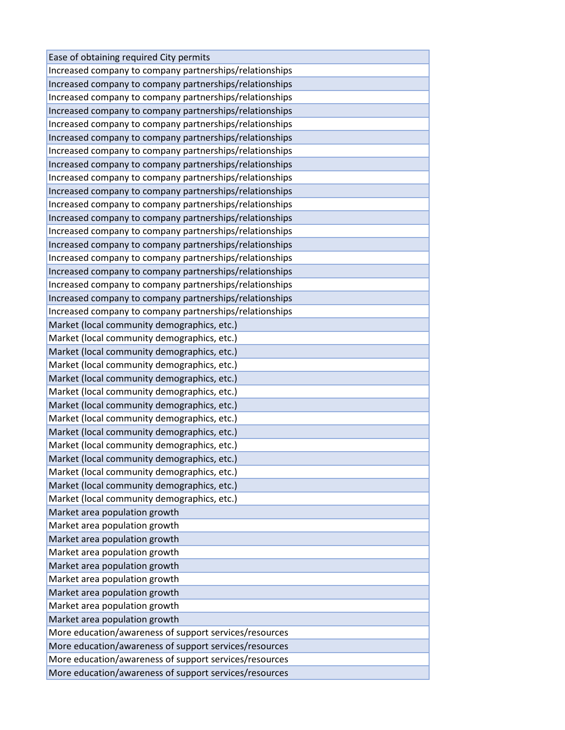| Ease of obtaining required City permits |
| --- |
| Increased company to company partnerships/relationships |
| Increased company to company partnerships/relationships |
| Increased company to company partnerships/relationships |
| Increased company to company partnerships/relationships |
| Increased company to company partnerships/relationships |
| Increased company to company partnerships/relationships |
| Increased company to company partnerships/relationships |
| Increased company to company partnerships/relationships |
| Increased company to company partnerships/relationships |
| Increased company to company partnerships/relationships |
| Increased company to company partnerships/relationships |
| Increased company to company partnerships/relationships |
| Increased company to company partnerships/relationships |
| Increased company to company partnerships/relationships |
| Increased company to company partnerships/relationships |
| Increased company to company partnerships/relationships |
| Increased company to company partnerships/relationships |
| Increased company to company partnerships/relationships |
| Increased company to company partnerships/relationships |
| Market (local community demographics, etc.) |
| Market (local community demographics, etc.) |
| Market (local community demographics, etc.) |
| Market (local community demographics, etc.) |
| Market (local community demographics, etc.) |
| Market (local community demographics, etc.) |
| Market (local community demographics, etc.) |
| Market (local community demographics, etc.) |
| Market (local community demographics, etc.) |
| Market (local community demographics, etc.) |
| Market (local community demographics, etc.) |
| Market (local community demographics, etc.) |
| Market (local community demographics, etc.) |
| Market (local community demographics, etc.) |
| Market area population growth |
| Market area population growth |
| Market area population growth |
| Market area population growth |
| Market area population growth |
| Market area population growth |
| Market area population growth |
| Market area population growth |
| Market area population growth |
| More education/awareness of support services/resources |
| More education/awareness of support services/resources |
| More education/awareness of support services/resources |
| More education/awareness of support services/resources |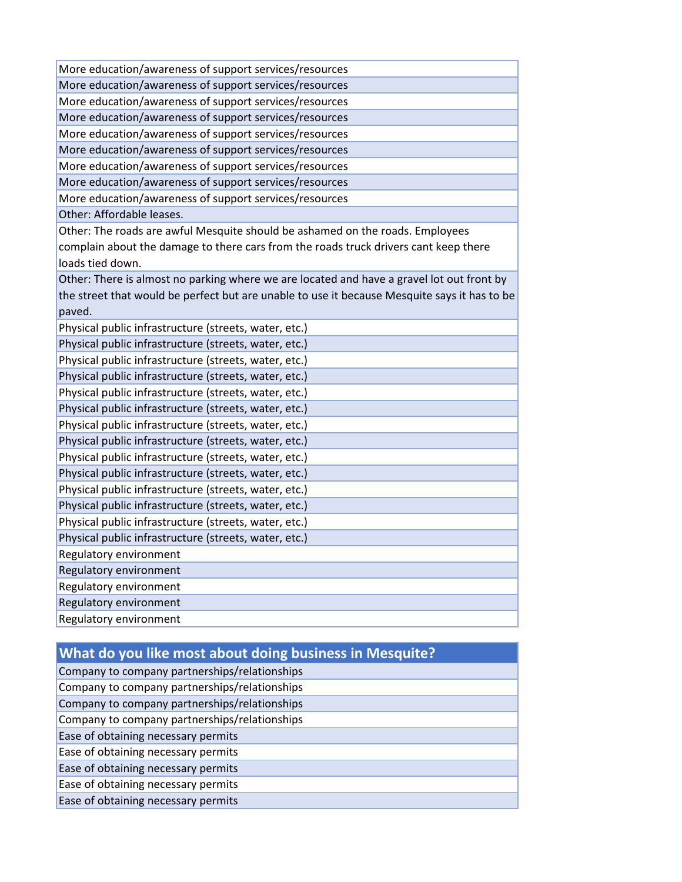| |
|---|
| More education/awareness of support services/resources |
| More education/awareness of support services/resources |
| More education/awareness of support services/resources |
| More education/awareness of support services/resources |
| More education/awareness of support services/resources |
| More education/awareness of support services/resources |
| More education/awareness of support services/resources |
| More education/awareness of support services/resources |
| More education/awareness of support services/resources |
| Other: Affordable leases. |
| Other: The roads are awful Mesquite should be ashamed on the roads. Employees complain about the damage to there cars from the roads truck drivers cant keep there loads tied down. |
| Other: There is almost no parking where we are located and have a gravel lot out front by the street that would be perfect but are unable to use it because Mesquite says it has to be paved. |
| Physical public infrastructure (streets, water, etc.) |
| Physical public infrastructure (streets, water, etc.) |
| Physical public infrastructure (streets, water, etc.) |
| Physical public infrastructure (streets, water, etc.) |
| Physical public infrastructure (streets, water, etc.) |
| Physical public infrastructure (streets, water, etc.) |
| Physical public infrastructure (streets, water, etc.) |
| Physical public infrastructure (streets, water, etc.) |
| Physical public infrastructure (streets, water, etc.) |
| Physical public infrastructure (streets, water, etc.) |
| Physical public infrastructure (streets, water, etc.) |
| Physical public infrastructure (streets, water, etc.) |
| Physical public infrastructure (streets, water, etc.) |
| Physical public infrastructure (streets, water, etc.) |
| Regulatory environment |
| Regulatory environment |
| Regulatory environment |
| Regulatory environment |
| Regulatory environment |

| What do you like most about doing business in Mesquite? |
|---|
| Company to company partnerships/relationships |
| Company to company partnerships/relationships |
| Company to company partnerships/relationships |
| Company to company partnerships/relationships |
| Ease of obtaining necessary permits |
| Ease of obtaining necessary permits |
| Ease of obtaining necessary permits |
| Ease of obtaining necessary permits |
| Ease of obtaining necessary permits |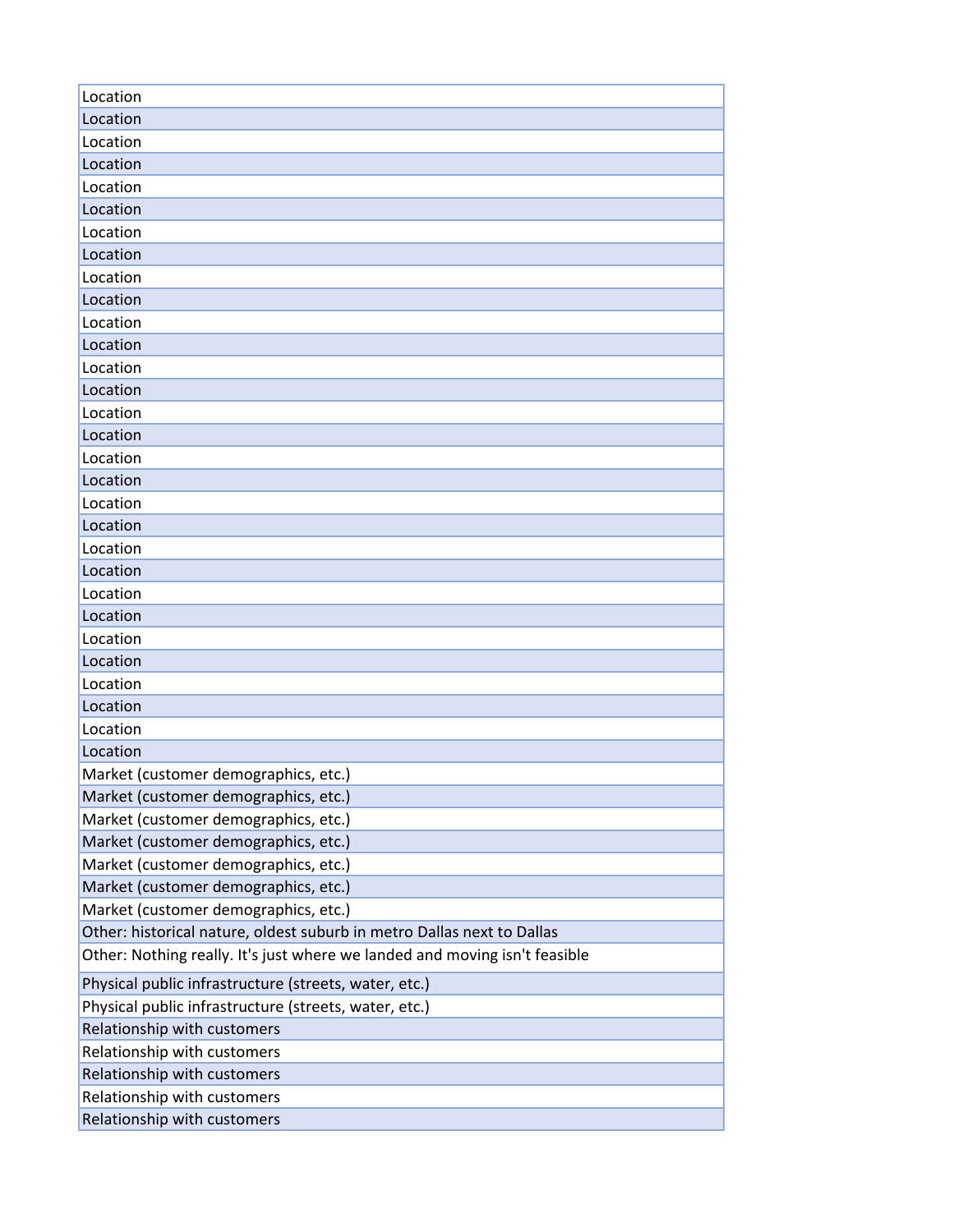| Location |
| --- |
| Location |
| Location |
| Location |
| Location |
| Location |
| Location |
| Location |
| Location |
| Location |
| Location |
| Location |
| Location |
| Location |
| Location |
| Location |
| Location |
| Location |
| Location |
| Location |
| Location |
| Location |
| Location |
| Location |
| Location |
| Location |
| Location |
| Location |
| Location |
| Location |
| Market (customer demographics, etc.) |
| Market (customer demographics, etc.) |
| Market (customer demographics, etc.) |
| Market (customer demographics, etc.) |
| Market (customer demographics, etc.) |
| Market (customer demographics, etc.) |
| Market (customer demographics, etc.) |
| Other: historical nature, oldest suburb in metro Dallas next to Dallas |
| Other: Nothing really. It's just where we landed and moving isn't feasible |
| Physical public infrastructure (streets, water, etc.) |
| Physical public infrastructure (streets, water, etc.) |
| Relationship with customers |
| Relationship with customers |
| Relationship with customers |
| Relationship with customers |
| Relationship with customers |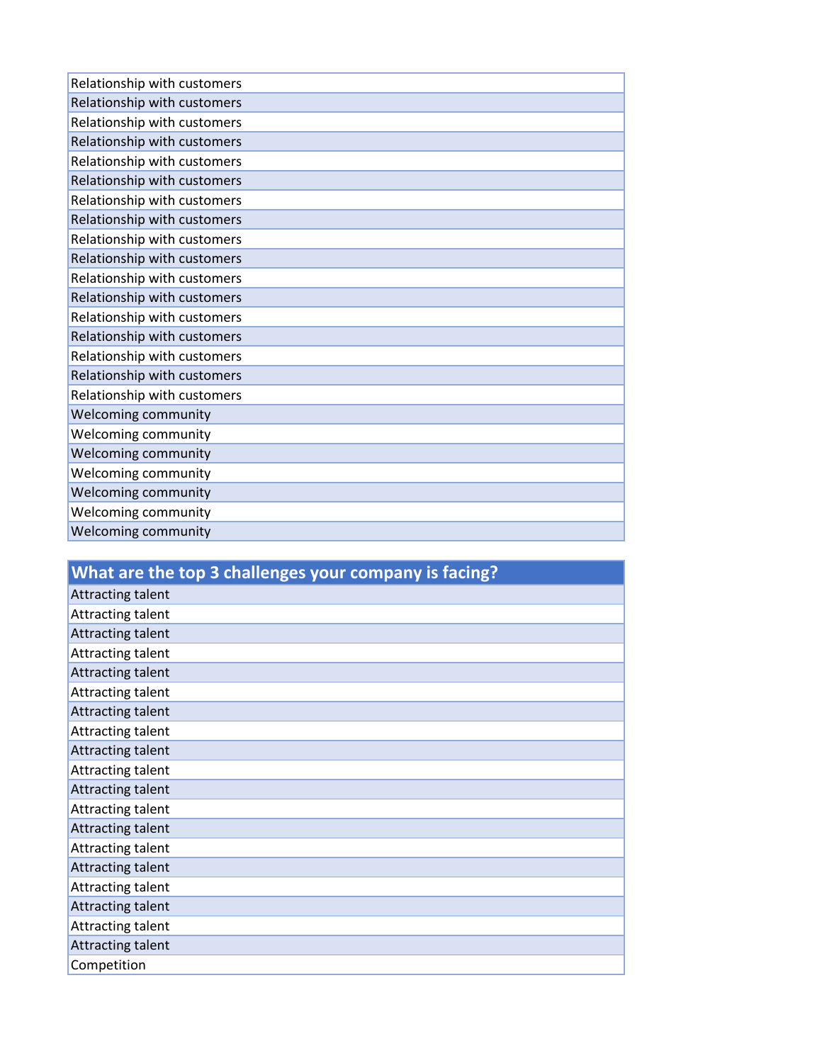| |
|---|
| Relationship with customers |
| Relationship with customers |
| Relationship with customers |
| Relationship with customers |
| Relationship with customers |
| Relationship with customers |
| Relationship with customers |
| Relationship with customers |
| Relationship with customers |
| Relationship with customers |
| Relationship with customers |
| Relationship with customers |
| Relationship with customers |
| Relationship with customers |
| Relationship with customers |
| Relationship with customers |
| Relationship with customers |
| Welcoming community |
| Welcoming community |
| Welcoming community |
| Welcoming community |
| Welcoming community |
| Welcoming community |
| Welcoming community |

| What are the top 3 challenges your company is facing? |
|---|
| Attracting talent |
| Attracting talent |
| Attracting talent |
| Attracting talent |
| Attracting talent |
| Attracting talent |
| Attracting talent |
| Attracting talent |
| Attracting talent |
| Attracting talent |
| Attracting talent |
| Attracting talent |
| Attracting talent |
| Attracting talent |
| Attracting talent |
| Attracting talent |
| Attracting talent |
| Attracting talent |
| Attracting talent |
| Competition |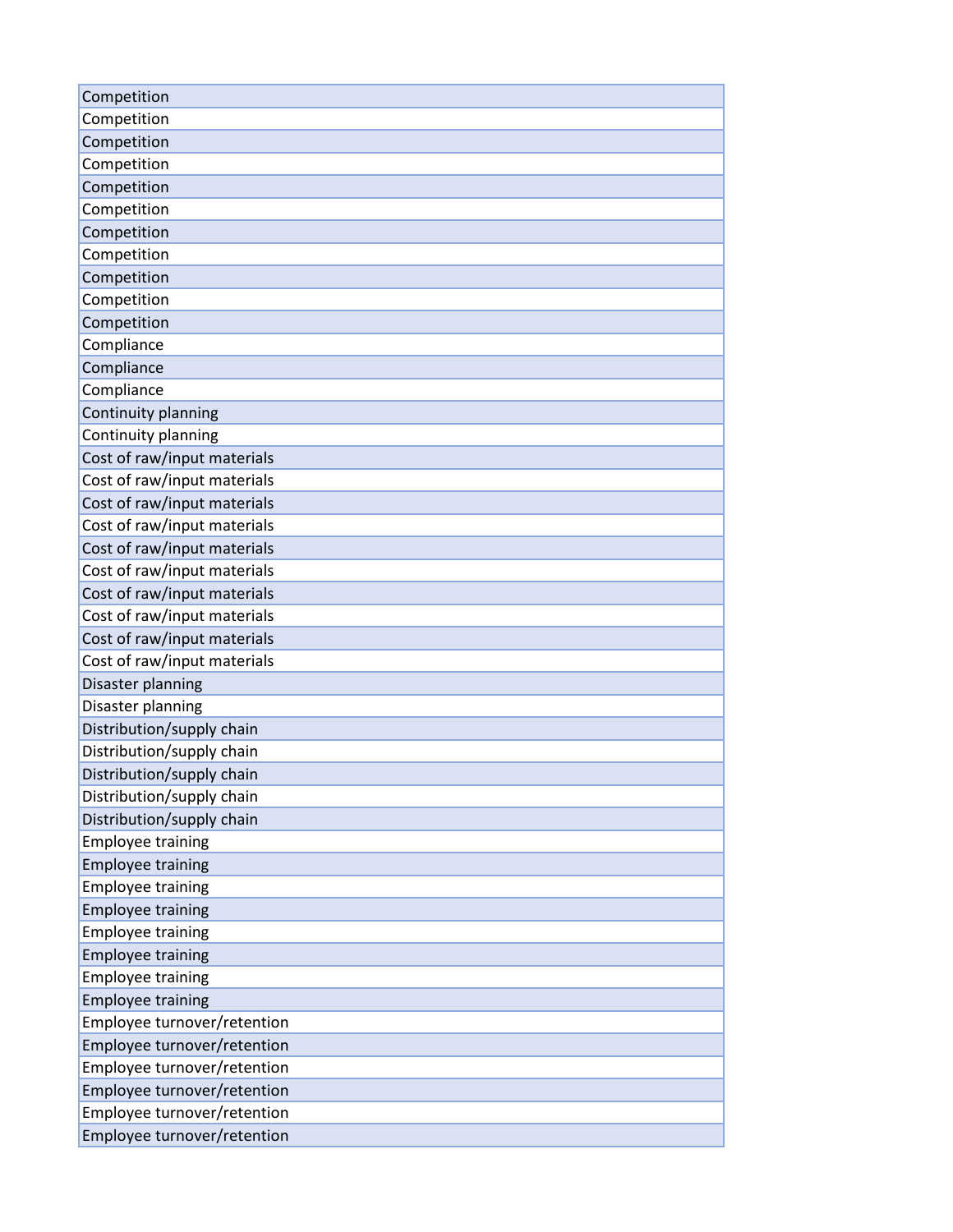| Competition |
| --- |
| Competition |
| Competition |
| Competition |
| Competition |
| Competition |
| Competition |
| Competition |
| Competition |
| Competition |
| Competition |
| Compliance |
| Compliance |
| Compliance |
| Continuity planning |
| Continuity planning |
| Cost of raw/input materials |
| Cost of raw/input materials |
| Cost of raw/input materials |
| Cost of raw/input materials |
| Cost of raw/input materials |
| Cost of raw/input materials |
| Cost of raw/input materials |
| Cost of raw/input materials |
| Cost of raw/input materials |
| Cost of raw/input materials |
| Disaster planning |
| Disaster planning |
| Distribution/supply chain |
| Distribution/supply chain |
| Distribution/supply chain |
| Distribution/supply chain |
| Distribution/supply chain |
| Employee training |
| Employee training |
| Employee training |
| Employee training |
| Employee training |
| Employee training |
| Employee training |
| Employee training |
| Employee turnover/retention |
| Employee turnover/retention |
| Employee turnover/retention |
| Employee turnover/retention |
| Employee turnover/retention |
| Employee turnover/retention |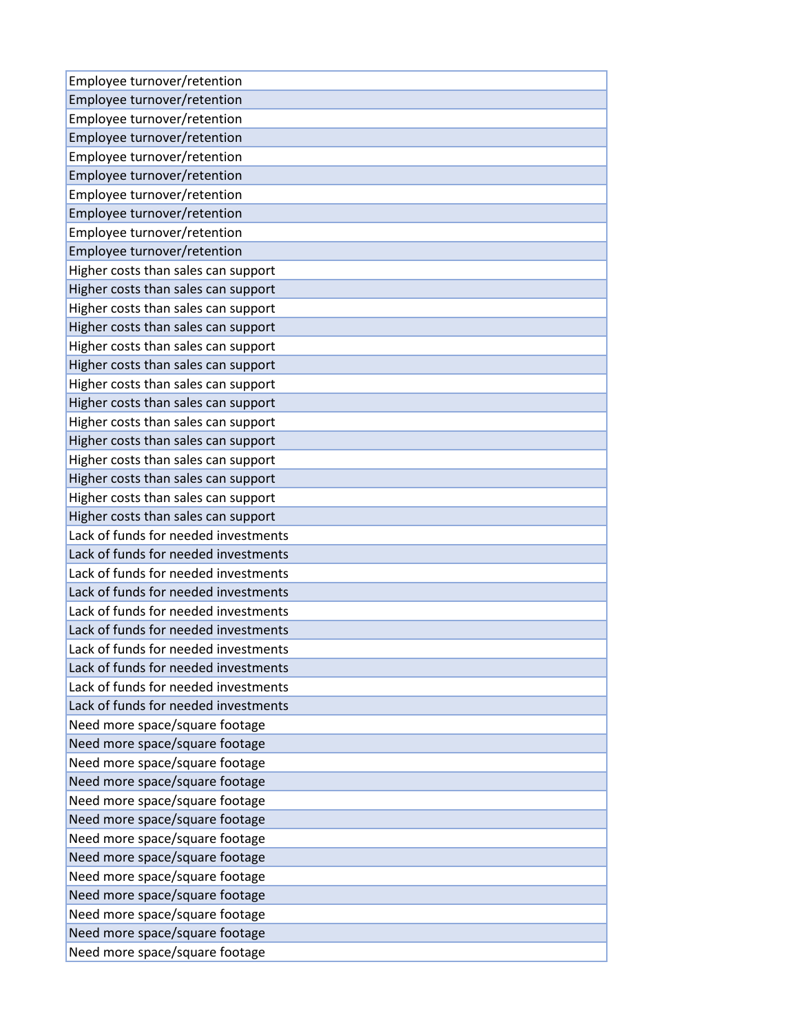| Employee turnover/retention |
| --- |
| Employee turnover/retention |
| Employee turnover/retention |
| Employee turnover/retention |
| Employee turnover/retention |
| Employee turnover/retention |
| Employee turnover/retention |
| Employee turnover/retention |
| Employee turnover/retention |
| Employee turnover/retention |
| Higher costs than sales can support |
| Higher costs than sales can support |
| Higher costs than sales can support |
| Higher costs than sales can support |
| Higher costs than sales can support |
| Higher costs than sales can support |
| Higher costs than sales can support |
| Higher costs than sales can support |
| Higher costs than sales can support |
| Higher costs than sales can support |
| Higher costs than sales can support |
| Higher costs than sales can support |
| Higher costs than sales can support |
| Higher costs than sales can support |
| Lack of funds for needed investments |
| Lack of funds for needed investments |
| Lack of funds for needed investments |
| Lack of funds for needed investments |
| Lack of funds for needed investments |
| Lack of funds for needed investments |
| Lack of funds for needed investments |
| Lack of funds for needed investments |
| Lack of funds for needed investments |
| Lack of funds for needed investments |
| Need more space/square footage |
| Need more space/square footage |
| Need more space/square footage |
| Need more space/square footage |
| Need more space/square footage |
| Need more space/square footage |
| Need more space/square footage |
| Need more space/square footage |
| Need more space/square footage |
| Need more space/square footage |
| Need more space/square footage |
| Need more space/square footage |
| Need more space/square footage |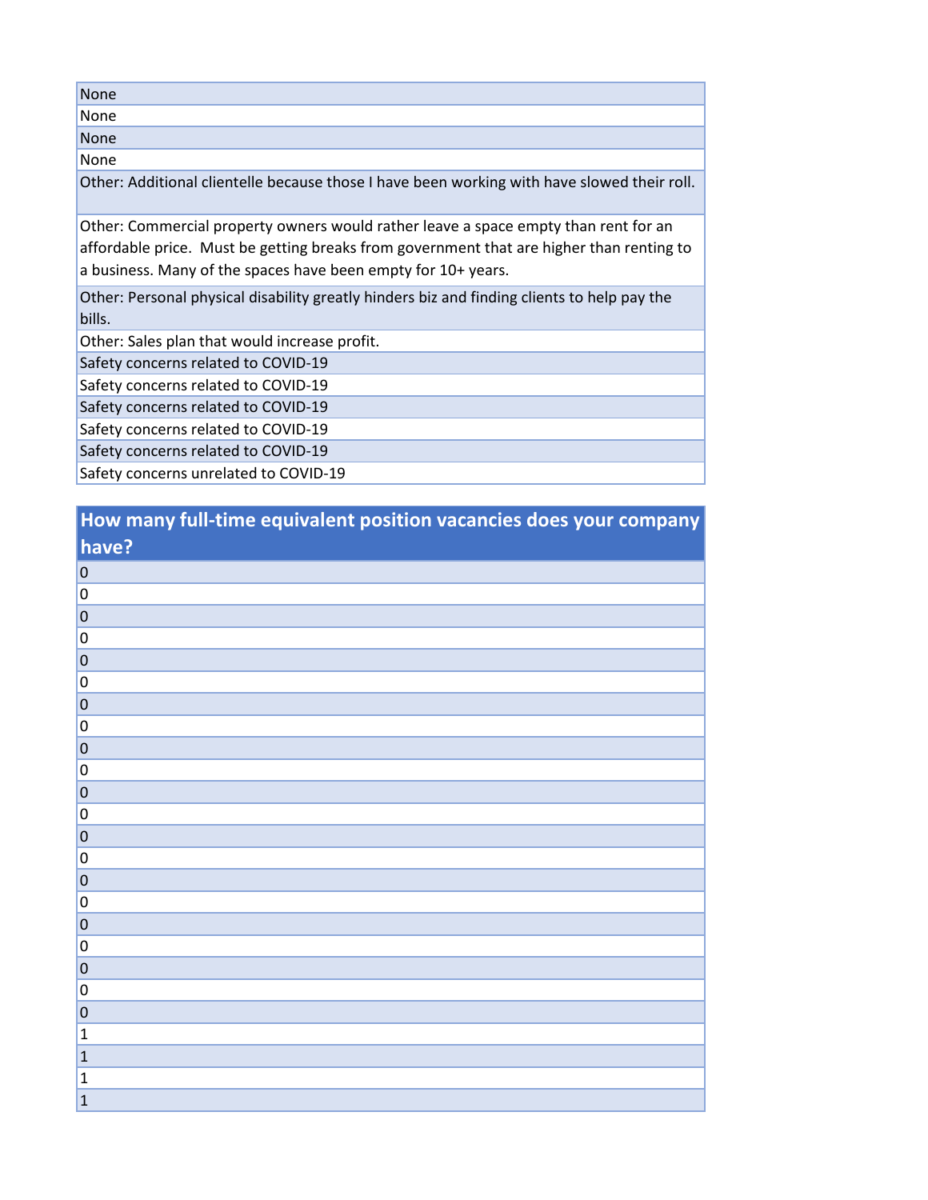| |
|---|
| None |
| None |
| None |
| None |
| Other: Additional clientelle because those I have been working with have slowed their roll. |
| Other: Commercial property owners would rather leave a space empty than rent for an affordable price.  Must be getting breaks from government that are higher than renting to a business. Many of the spaces have been empty for 10+ years. |
| Other: Personal physical disability greatly hinders biz and finding clients to help pay the bills. |
| Other: Sales plan that would increase profit. |
| Safety concerns related to COVID-19 |
| Safety concerns related to COVID-19 |
| Safety concerns related to COVID-19 |
| Safety concerns related to COVID-19 |
| Safety concerns related to COVID-19 |
| Safety concerns unrelated to COVID-19 |

| How many full-time equivalent position vacancies does your company have? |
|---|
| 0 |
| 0 |
| 0 |
| 0 |
| 0 |
| 0 |
| 0 |
| 0 |
| 0 |
| 0 |
| 0 |
| 0 |
| 0 |
| 0 |
| 0 |
| 0 |
| 0 |
| 0 |
| 0 |
| 0 |
| 0 |
| 1 |
| 1 |
| 1 |
| 1 |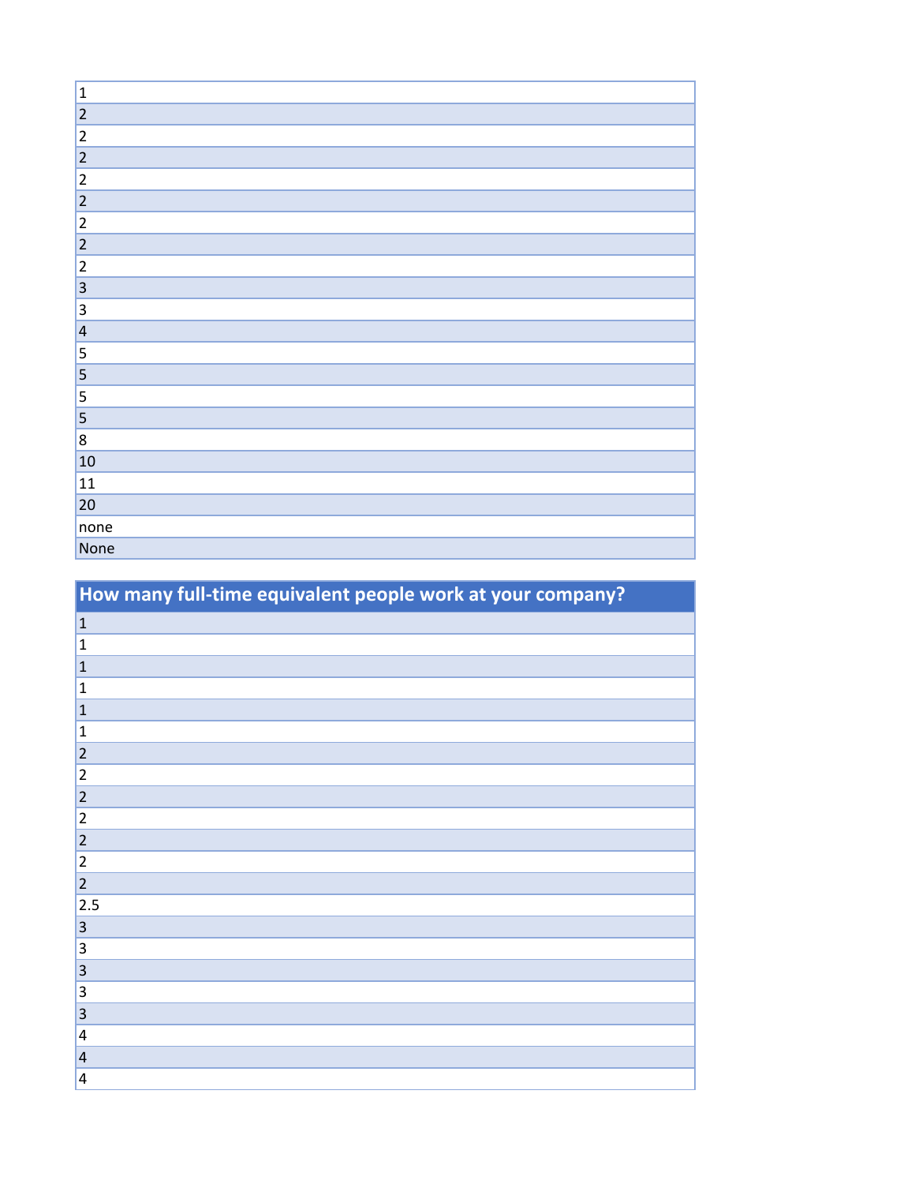| |
|---|
| 1 |
| 2 |
| 2 |
| 2 |
| 2 |
| 2 |
| 2 |
| 2 |
| 2 |
| 3 |
| 3 |
| 4 |
| 5 |
| 5 |
| 5 |
| 5 |
| 8 |
| 10 |
| 11 |
| 20 |
| none |
| None |

| How many full-time equivalent people work at your company? |
|---|
| 1 |
| 1 |
| 1 |
| 1 |
| 1 |
| 1 |
| 2 |
| 2 |
| 2 |
| 2 |
| 2 |
| 2 |
| 2 |
| 2.5 |
| 3 |
| 3 |
| 3 |
| 3 |
| 3 |
| 4 |
| 4 |
| 4 |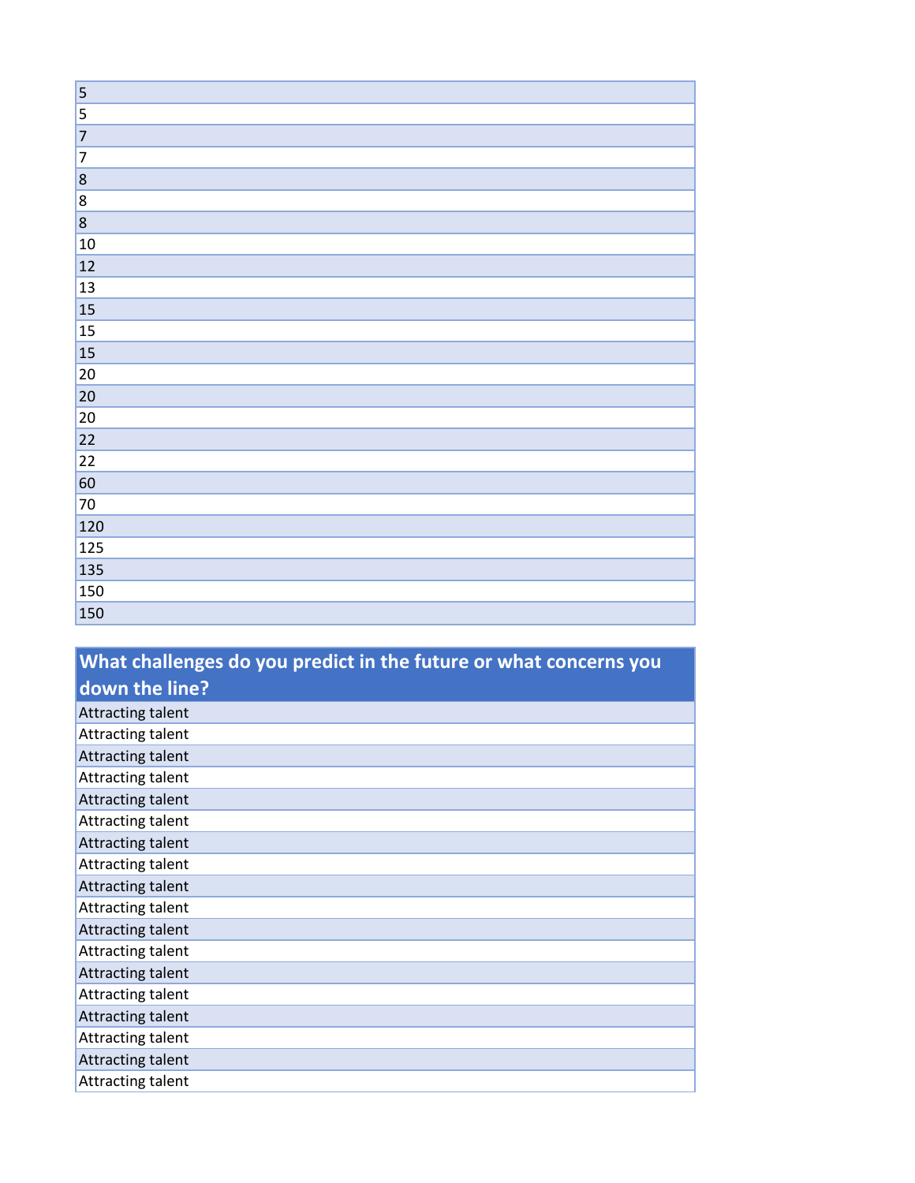| 5 |
|---|
| 5 |
| 7 |
| 7 |
| 8 |
| 8 |
| 8 |
| 10 |
| 12 |
| 13 |
| 15 |
| 15 |
| 15 |
| 20 |
| 20 |
| 20 |
| 22 |
| 22 |
| 60 |
| 70 |
| 120 |
| 125 |
| 135 |
| 150 |
| 150 |

| What challenges do you predict in the future or what concerns you down the line? |
|---|
| Attracting talent |
| Attracting talent |
| Attracting talent |
| Attracting talent |
| Attracting talent |
| Attracting talent |
| Attracting talent |
| Attracting talent |
| Attracting talent |
| Attracting talent |
| Attracting talent |
| Attracting talent |
| Attracting talent |
| Attracting talent |
| Attracting talent |
| Attracting talent |
| Attracting talent |
| Attracting talent |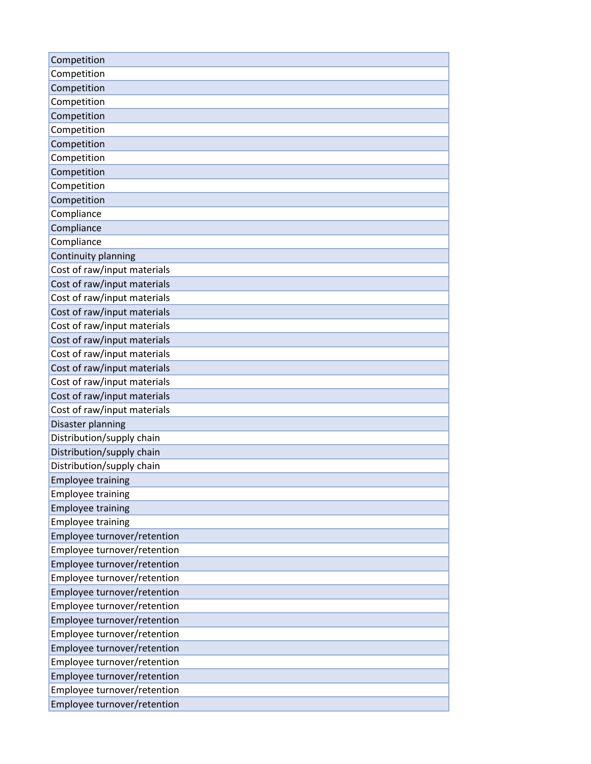| Competition |
|---|
| Competition |
| Competition |
| Competition |
| Competition |
| Competition |
| Competition |
| Competition |
| Competition |
| Competition |
| Competition |
| Compliance |
| Compliance |
| Compliance |
| Continuity planning |
| Cost of raw/input materials |
| Cost of raw/input materials |
| Cost of raw/input materials |
| Cost of raw/input materials |
| Cost of raw/input materials |
| Cost of raw/input materials |
| Cost of raw/input materials |
| Cost of raw/input materials |
| Cost of raw/input materials |
| Cost of raw/input materials |
| Cost of raw/input materials |
| Disaster planning |
| Distribution/supply chain |
| Distribution/supply chain |
| Distribution/supply chain |
| Employee training |
| Employee training |
| Employee training |
| Employee training |
| Employee turnover/retention |
| Employee turnover/retention |
| Employee turnover/retention |
| Employee turnover/retention |
| Employee turnover/retention |
| Employee turnover/retention |
| Employee turnover/retention |
| Employee turnover/retention |
| Employee turnover/retention |
| Employee turnover/retention |
| Employee turnover/retention |
| Employee turnover/retention |
| Employee turnover/retention |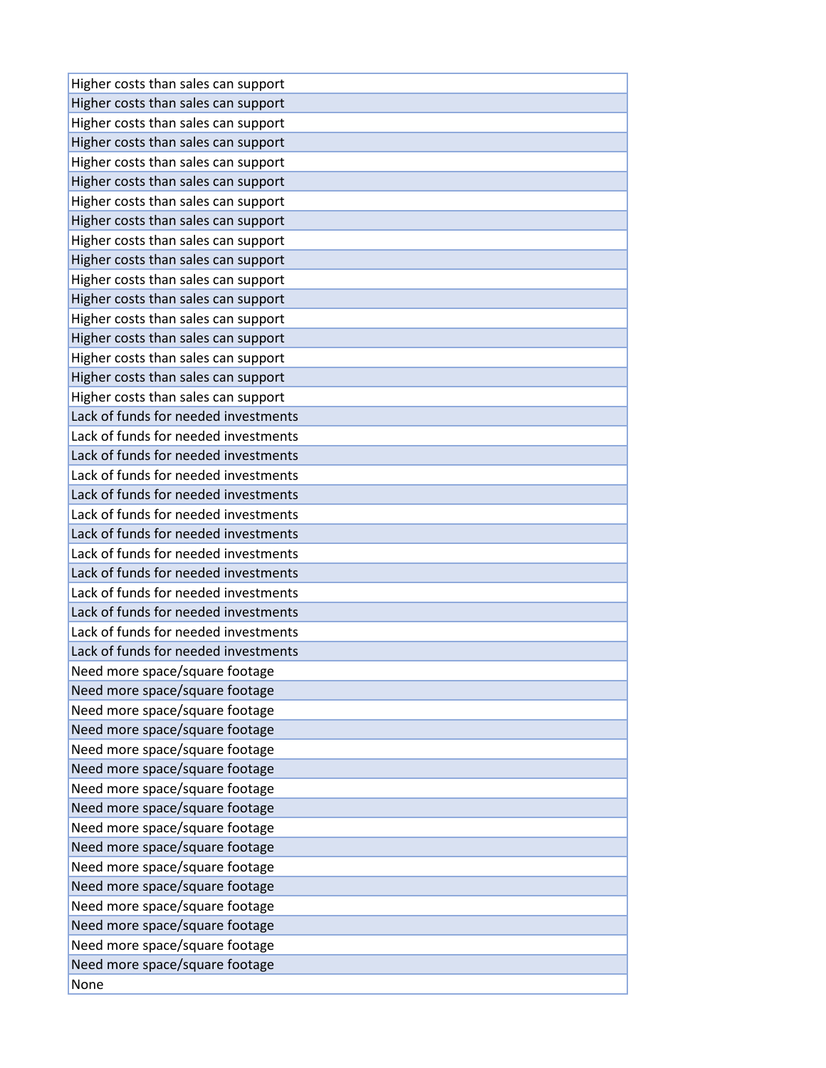| Higher costs than sales can support |
|---|
| Higher costs than sales can support |
| Higher costs than sales can support |
| Higher costs than sales can support |
| Higher costs than sales can support |
| Higher costs than sales can support |
| Higher costs than sales can support |
| Higher costs than sales can support |
| Higher costs than sales can support |
| Higher costs than sales can support |
| Higher costs than sales can support |
| Higher costs than sales can support |
| Higher costs than sales can support |
| Higher costs than sales can support |
| Higher costs than sales can support |
| Higher costs than sales can support |
| Higher costs than sales can support |
| Lack of funds for needed investments |
| Lack of funds for needed investments |
| Lack of funds for needed investments |
| Lack of funds for needed investments |
| Lack of funds for needed investments |
| Lack of funds for needed investments |
| Lack of funds for needed investments |
| Lack of funds for needed investments |
| Lack of funds for needed investments |
| Lack of funds for needed investments |
| Lack of funds for needed investments |
| Lack of funds for needed investments |
| Lack of funds for needed investments |
| Need more space/square footage |
| Need more space/square footage |
| Need more space/square footage |
| Need more space/square footage |
| Need more space/square footage |
| Need more space/square footage |
| Need more space/square footage |
| Need more space/square footage |
| Need more space/square footage |
| Need more space/square footage |
| Need more space/square footage |
| Need more space/square footage |
| Need more space/square footage |
| Need more space/square footage |
| Need more space/square footage |
| Need more space/square footage |
| None |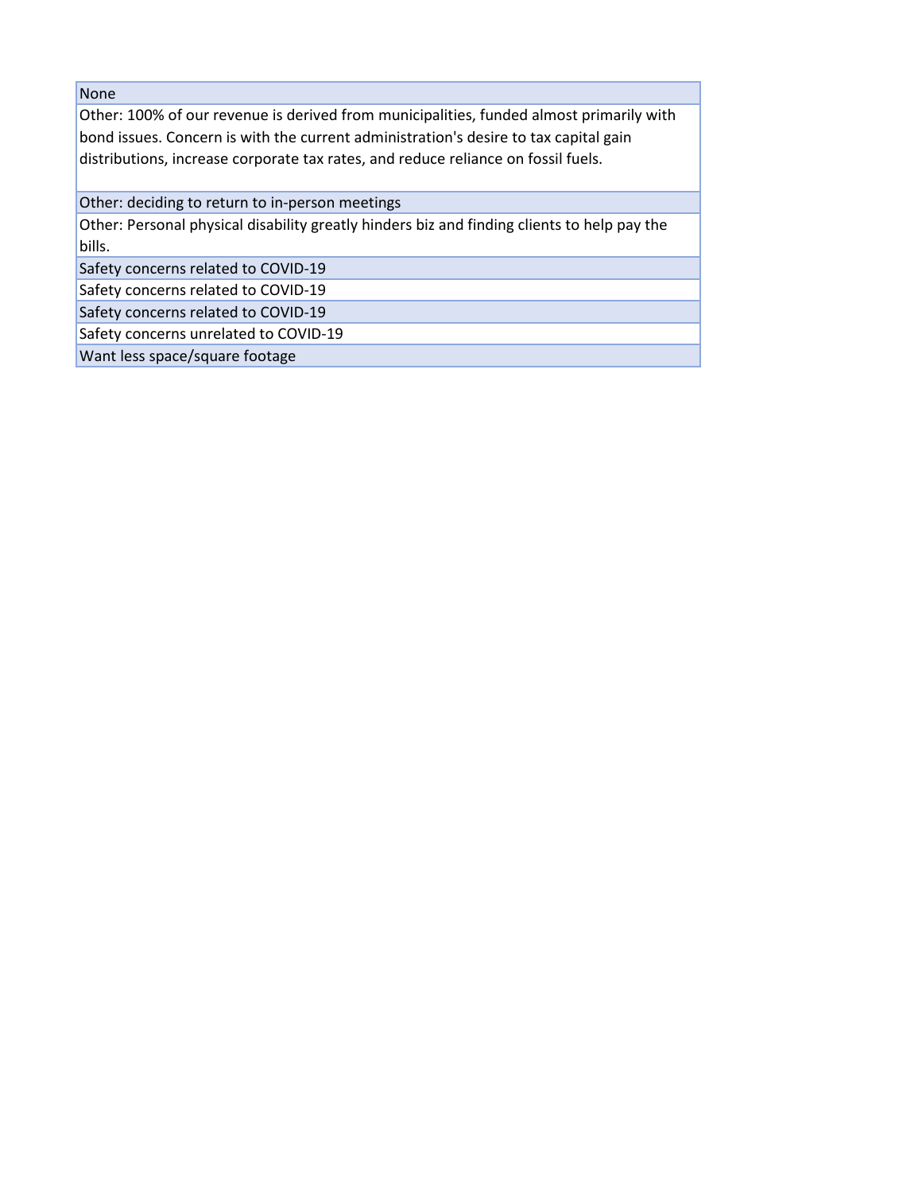| |
|---|
| None |
| Other: 100% of our revenue is derived from municipalities, funded almost primarily with bond issues. Concern is with the current administration's desire to tax capital gain distributions, increase corporate tax rates, and reduce reliance on fossil fuels. |
| Other: deciding to return to in-person meetings |
| Other: Personal physical disability greatly hinders biz and finding clients to help pay the bills. |
| Safety concerns related to COVID-19 |
| Safety concerns related to COVID-19 |
| Safety concerns related to COVID-19 |
| Safety concerns unrelated to COVID-19 |
| Want less space/square footage |